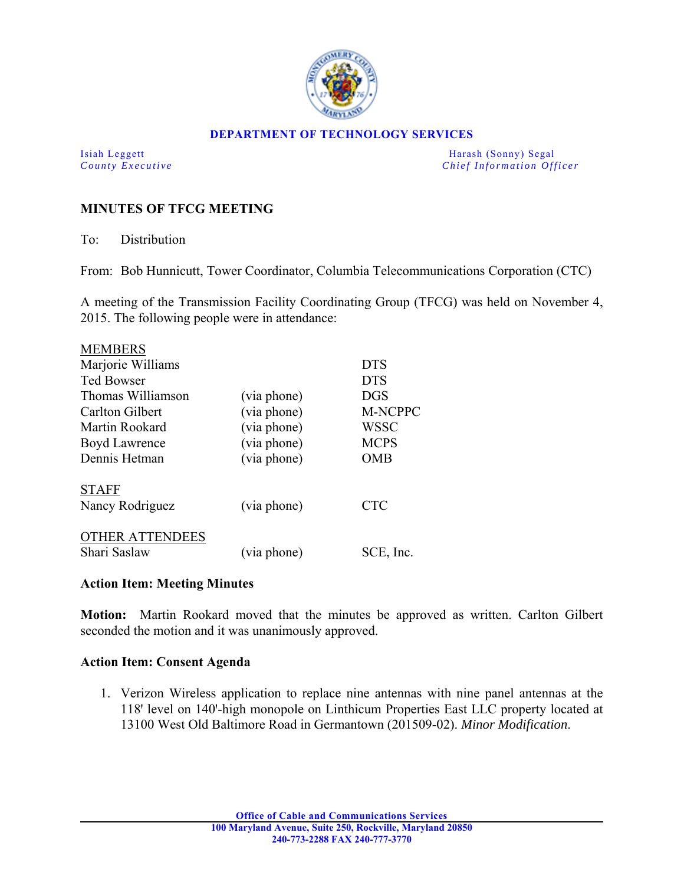**DEPARTMENT OF TECHNOLOGY SERVICES**

Isiah Leggett
*County Executive*

Harash (Sonny) Segal
*Chief Information Officer*

## MINUTES OF TFCG MEETING

To: Distribution

From: Bob Hunnicutt, Tower Coordinator, Columbia Telecommunications Corporation (CTC)

A meeting of the Transmission Facility Coordinating Group (TFCG) was held on November 4, 2015. The following people were in attendance:

| | | |
|---|---|---|
| MEMBERS | | |
| Marjorie Williams | | DTS |
| Ted Bowser | | DTS |
| Thomas Williamson | (via phone) | DGS |
| Carlton Gilbert | (via phone) | M-NCPPC |
| Martin Rookard | (via phone) | WSSC |
| Boyd Lawrence | (via phone) | MCPS |
| Dennis Hetman | (via phone) | OMB |
| STAFF | | |
| Nancy Rodriguez | (via phone) | CTC |
| OTHER ATTENDEES | | |
| Shari Saslaw | (via phone) | SCE, Inc. |

**Action Item: Meeting Minutes**

**Motion:** Martin Rookard moved that the minutes be approved as written. Carlton Gilbert seconded the motion and it was unanimously approved.

**Action Item: Consent Agenda**

1. Verizon Wireless application to replace nine antennas with nine panel antennas at the 118' level on 140'-high monopole on Linthicum Properties East LLC property located at 13100 West Old Baltimore Road in Germantown (201509-02). *Minor Modification*.

**Office of Cable and Communications Services**
**100 Maryland Avenue, Suite 250, Rockville, Maryland 20850**
**240-773-2288 FAX 240-777-3770**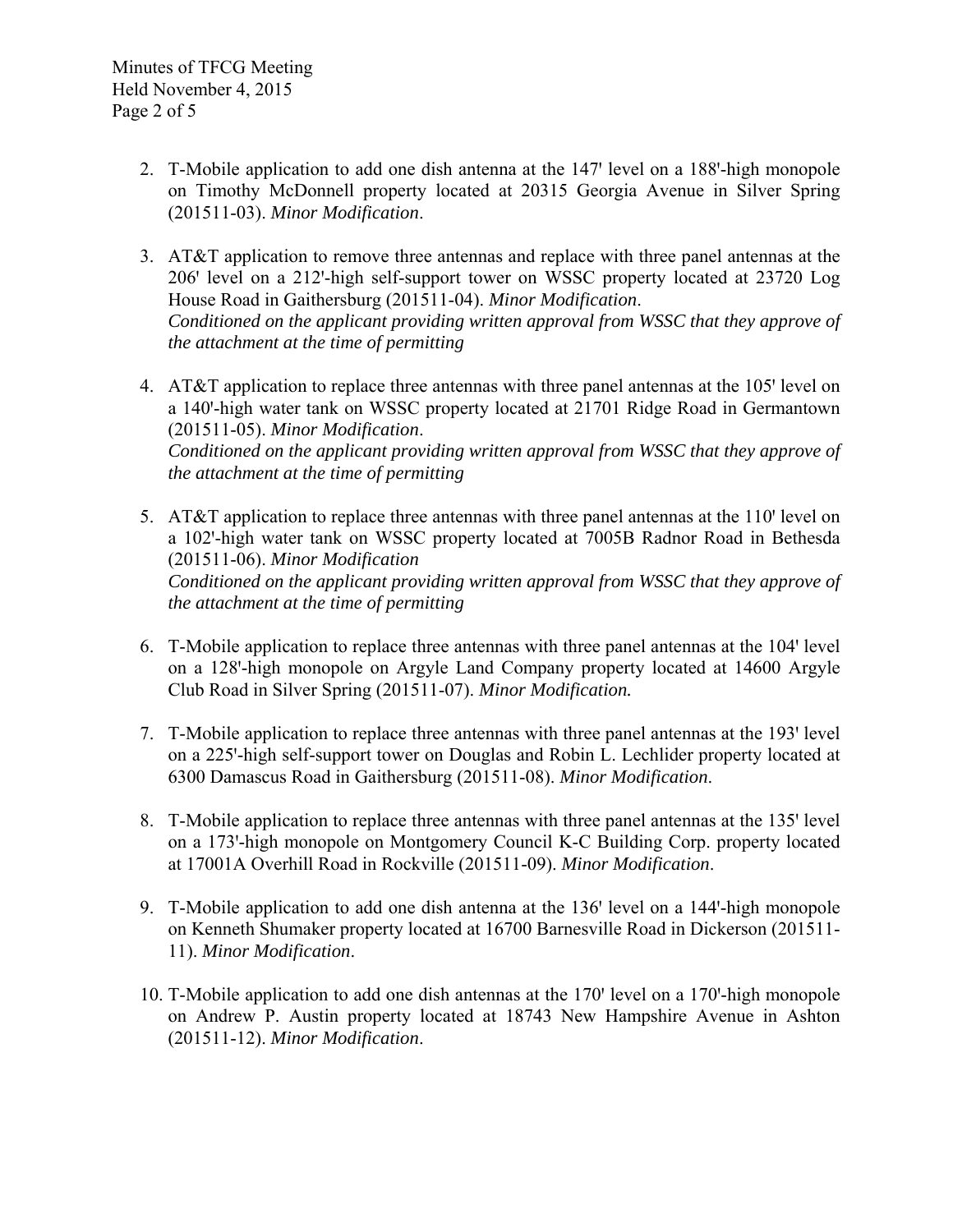2. T-Mobile application to add one dish antenna at the 147' level on a 188'-high monopole on Timothy McDonnell property located at 20315 Georgia Avenue in Silver Spring (201511-03). *Minor Modification*.

3. AT&T application to remove three antennas and replace with three panel antennas at the 206' level on a 212'-high self-support tower on WSSC property located at 23720 Log House Road in Gaithersburg (201511-04). *Minor Modification*.
   *Conditioned on the applicant providing written approval from WSSC that they approve of the attachment at the time of permitting*

4. AT&T application to replace three antennas with three panel antennas at the 105' level on a 140'-high water tank on WSSC property located at 21701 Ridge Road in Germantown (201511-05). *Minor Modification*.
   *Conditioned on the applicant providing written approval from WSSC that they approve of the attachment at the time of permitting*

5. AT&T application to replace three antennas with three panel antennas at the 110' level on a 102'-high water tank on WSSC property located at 7005B Radnor Road in Bethesda (201511-06). *Minor Modification*
   *Conditioned on the applicant providing written approval from WSSC that they approve of the attachment at the time of permitting*

6. T-Mobile application to replace three antennas with three panel antennas at the 104' level on a 128'-high monopole on Argyle Land Company property located at 14600 Argyle Club Road in Silver Spring (201511-07). *Minor Modification.*

7. T-Mobile application to replace three antennas with three panel antennas at the 193' level on a 225'-high self-support tower on Douglas and Robin L. Lechlider property located at 6300 Damascus Road in Gaithersburg (201511-08). *Minor Modification*.

8. T-Mobile application to replace three antennas with three panel antennas at the 135' level on a 173'-high monopole on Montgomery Council K-C Building Corp. property located at 17001A Overhill Road in Rockville (201511-09). *Minor Modification*.

9. T-Mobile application to add one dish antenna at the 136' level on a 144'-high monopole on Kenneth Shumaker property located at 16700 Barnesville Road in Dickerson (201511-11). *Minor Modification*.

10. T-Mobile application to add one dish antennas at the 170' level on a 170'-high monopole on Andrew P. Austin property located at 18743 New Hampshire Avenue in Ashton (201511-12). *Minor Modification*.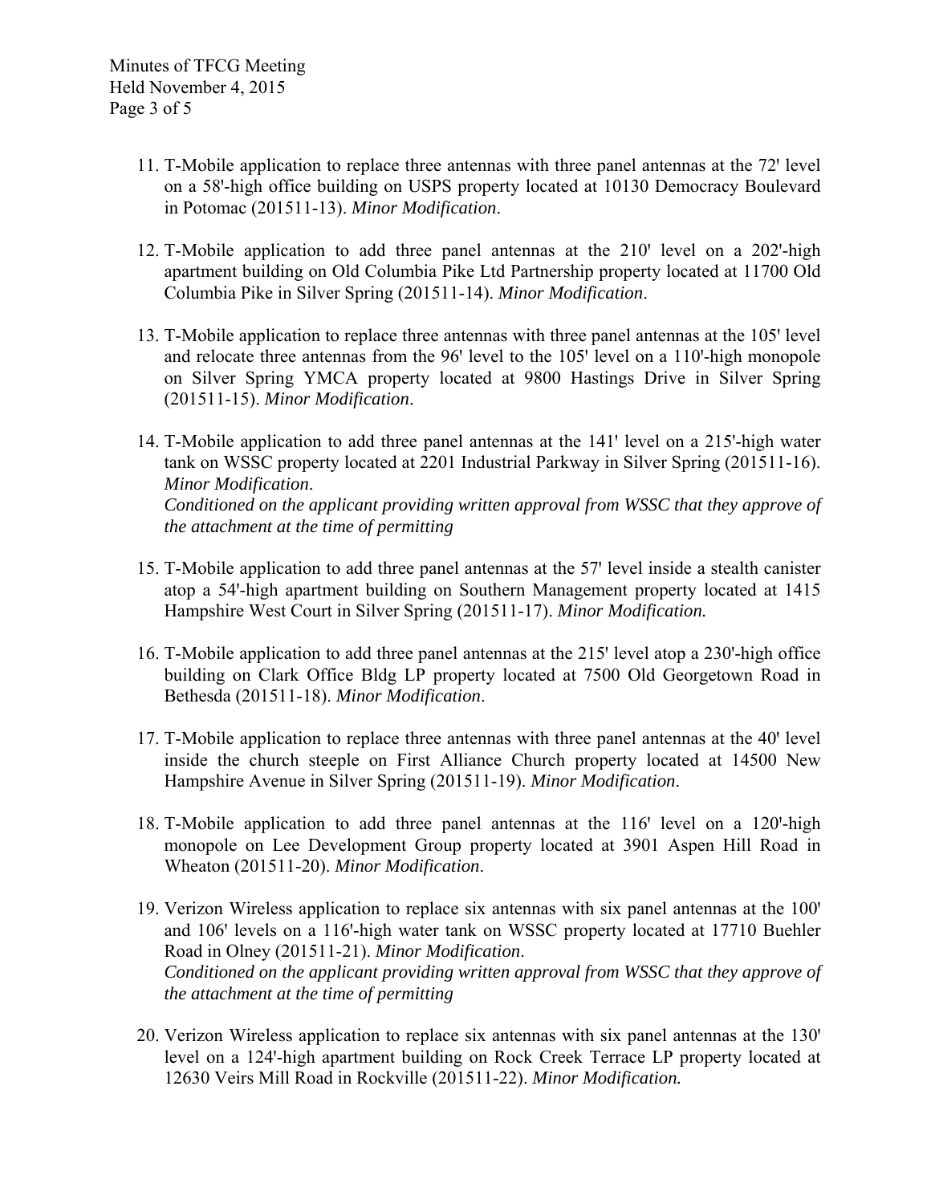11. T-Mobile application to replace three antennas with three panel antennas at the 72' level on a 58'-high office building on USPS property located at 10130 Democracy Boulevard in Potomac (201511-13). *Minor Modification*.

12. T-Mobile application to add three panel antennas at the 210' level on a 202'-high apartment building on Old Columbia Pike Ltd Partnership property located at 11700 Old Columbia Pike in Silver Spring (201511-14). *Minor Modification*.

13. T-Mobile application to replace three antennas with three panel antennas at the 105' level and relocate three antennas from the 96' level to the 105' level on a 110'-high monopole on Silver Spring YMCA property located at 9800 Hastings Drive in Silver Spring (201511-15). *Minor Modification*.

14. T-Mobile application to add three panel antennas at the 141' level on a 215'-high water tank on WSSC property located at 2201 Industrial Parkway in Silver Spring (201511-16). *Minor Modification*.
    *Conditioned on the applicant providing written approval from WSSC that they approve of the attachment at the time of permitting*

15. T-Mobile application to add three panel antennas at the 57' level inside a stealth canister atop a 54'-high apartment building on Southern Management property located at 1415 Hampshire West Court in Silver Spring (201511-17). *Minor Modification.*

16. T-Mobile application to add three panel antennas at the 215' level atop a 230'-high office building on Clark Office Bldg LP property located at 7500 Old Georgetown Road in Bethesda (201511-18). *Minor Modification*.

17. T-Mobile application to replace three antennas with three panel antennas at the 40' level inside the church steeple on First Alliance Church property located at 14500 New Hampshire Avenue in Silver Spring (201511-19). *Minor Modification*.

18. T-Mobile application to add three panel antennas at the 116' level on a 120'-high monopole on Lee Development Group property located at 3901 Aspen Hill Road in Wheaton (201511-20). *Minor Modification*.

19. Verizon Wireless application to replace six antennas with six panel antennas at the 100' and 106' levels on a 116'-high water tank on WSSC property located at 17710 Buehler Road in Olney (201511-21). *Minor Modification*.
    *Conditioned on the applicant providing written approval from WSSC that they approve of the attachment at the time of permitting*

20. Verizon Wireless application to replace six antennas with six panel antennas at the 130' level on a 124'-high apartment building on Rock Creek Terrace LP property located at 12630 Veirs Mill Road in Rockville (201511-22). *Minor Modification.*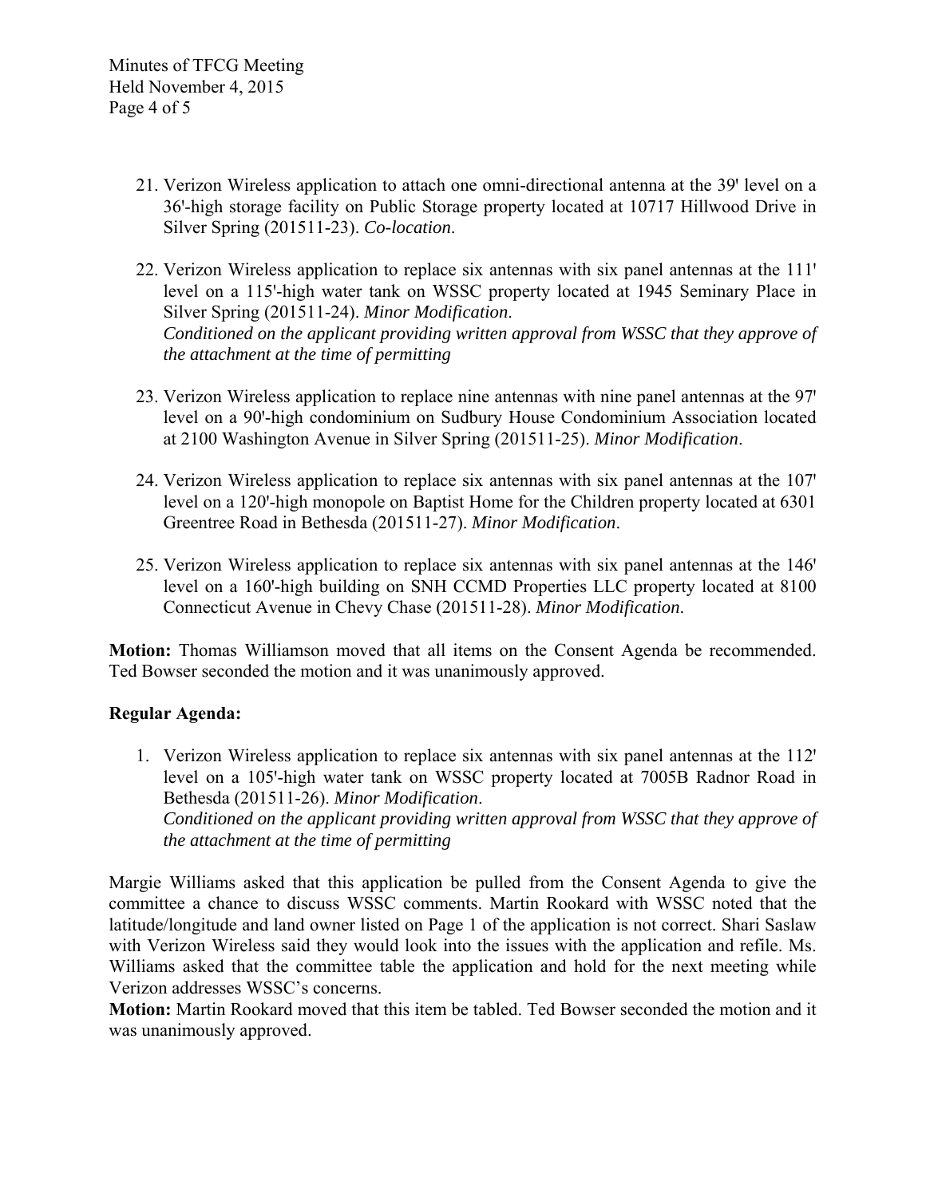21. Verizon Wireless application to attach one omni-directional antenna at the 39' level on a 36'-high storage facility on Public Storage property located at 10717 Hillwood Drive in Silver Spring (201511-23). *Co-location*.

22. Verizon Wireless application to replace six antennas with six panel antennas at the 111' level on a 115'-high water tank on WSSC property located at 1945 Seminary Place in Silver Spring (201511-24). *Minor Modification*.
    *Conditioned on the applicant providing written approval from WSSC that they approve of the attachment at the time of permitting*

23. Verizon Wireless application to replace nine antennas with nine panel antennas at the 97' level on a 90'-high condominium on Sudbury House Condominium Association located at 2100 Washington Avenue in Silver Spring (201511-25). *Minor Modification*.

24. Verizon Wireless application to replace six antennas with six panel antennas at the 107' level on a 120'-high monopole on Baptist Home for the Children property located at 6301 Greentree Road in Bethesda (201511-27). *Minor Modification*.

25. Verizon Wireless application to replace six antennas with six panel antennas at the 146' level on a 160'-high building on SNH CCMD Properties LLC property located at 8100 Connecticut Avenue in Chevy Chase (201511-28). *Minor Modification*.

**Motion:** Thomas Williamson moved that all items on the Consent Agenda be recommended. Ted Bowser seconded the motion and it was unanimously approved.

**Regular Agenda:**

1. Verizon Wireless application to replace six antennas with six panel antennas at the 112' level on a 105'-high water tank on WSSC property located at 7005B Radnor Road in Bethesda (201511-26). *Minor Modification*.
   *Conditioned on the applicant providing written approval from WSSC that they approve of the attachment at the time of permitting*

Margie Williams asked that this application be pulled from the Consent Agenda to give the committee a chance to discuss WSSC comments. Martin Rookard with WSSC noted that the latitude/longitude and land owner listed on Page 1 of the application is not correct. Shari Saslaw with Verizon Wireless said they would look into the issues with the application and refile. Ms. Williams asked that the committee table the application and hold for the next meeting while Verizon addresses WSSC's concerns.

**Motion:** Martin Rookard moved that this item be tabled. Ted Bowser seconded the motion and it was unanimously approved.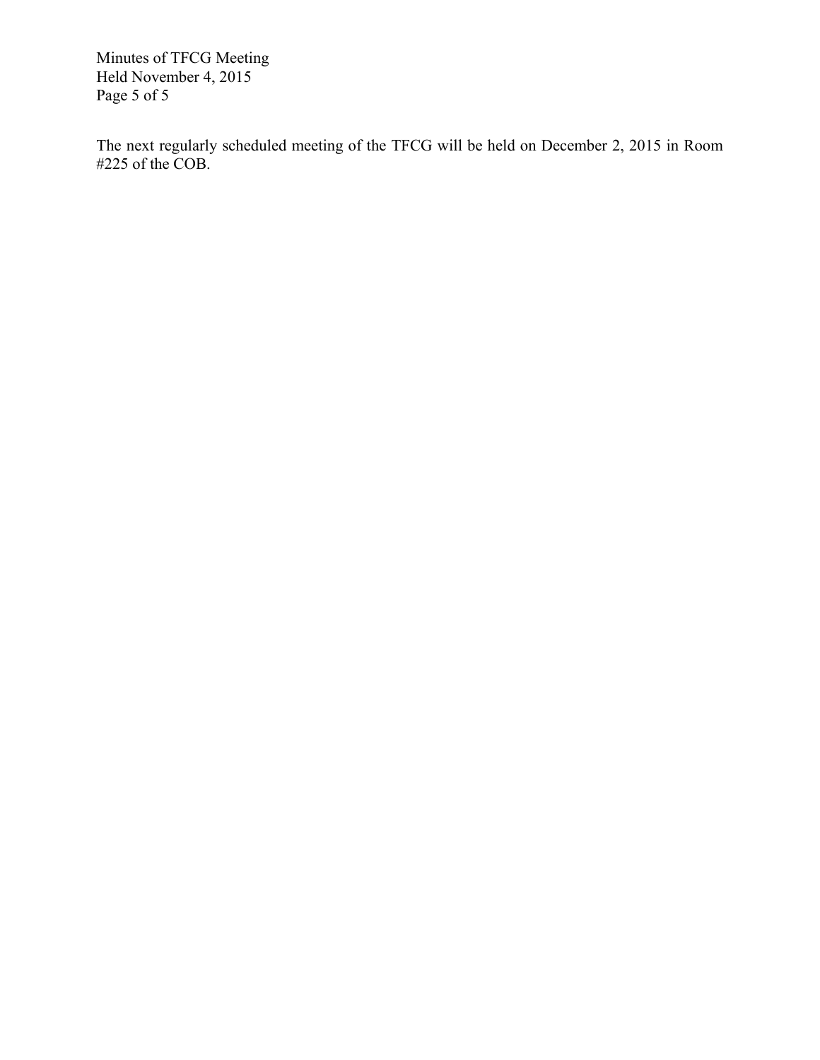The next regularly scheduled meeting of the TFCG will be held on December 2, 2015 in Room #225 of the COB.